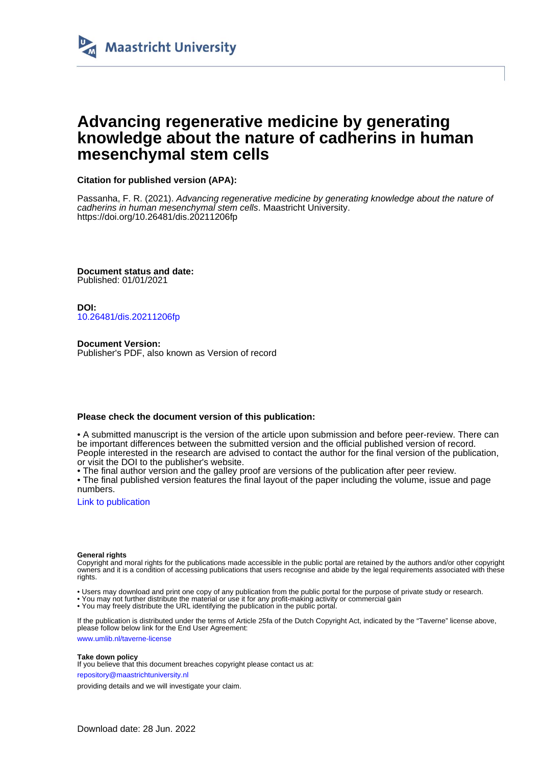Maastricht University

# Advancing regenerative medicine by generating knowledge about the nature of cadherins in human mesenchymal stem cells

**Citation for published version (APA):**

Passanha, F. R. (2021). *Advancing regenerative medicine by generating knowledge about the nature of cadherins in human mesenchymal stem cells*. Maastricht University. https://doi.org/10.26481/dis.20211206fp

**Document status and date:**
Published: 01/01/2021

**DOI:**
10.26481/dis.20211206fp

**Document Version:**
Publisher's PDF, also known as Version of record

**Please check the document version of this publication:**

• A submitted manuscript is the version of the article upon submission and before peer-review. There can be important differences between the submitted version and the official published version of record. People interested in the research are advised to contact the author for the final version of the publication, or visit the DOI to the publisher's website.
• The final author version and the galley proof are versions of the publication after peer review.
• The final published version features the final layout of the paper including the volume, issue and page numbers.

Link to publication

**General rights**
Copyright and moral rights for the publications made accessible in the public portal are retained by the authors and/or other copyright owners and it is a condition of accessing publications that users recognise and abide by the legal requirements associated with these rights.

• Users may download and print one copy of any publication from the public portal for the purpose of private study or research.
• You may not further distribute the material or use it for any profit-making activity or commercial gain
• You may freely distribute the URL identifying the publication in the public portal.

If the publication is distributed under the terms of Article 25fa of the Dutch Copyright Act, indicated by the "Taverne" license above, please follow below link for the End User Agreement:

www.umlib.nl/taverne-license

**Take down policy**
If you believe that this document breaches copyright please contact us at:

repository@maastrichtuniversity.nl

providing details and we will investigate your claim.

Download date: 28 Jun. 2022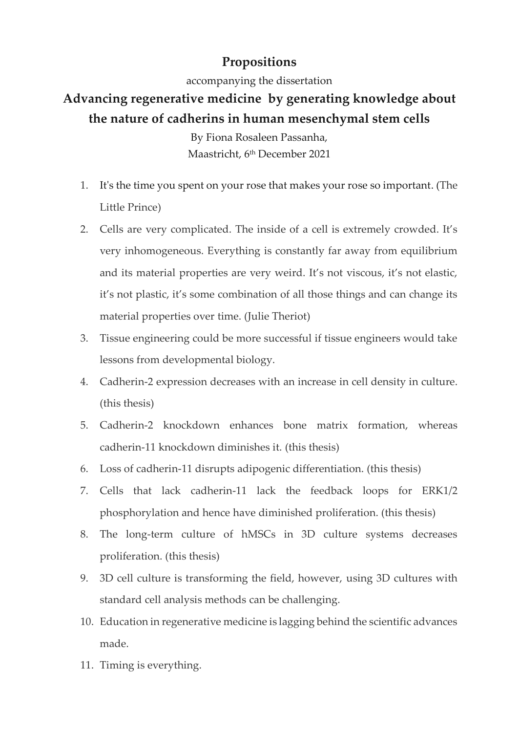# Propositions

accompanying the dissertation

## Advancing regenerative medicine by generating knowledge about the nature of cadherins in human mesenchymal stem cells

By Fiona Rosaleen Passanha,
Maastricht, 6th December 2021

1. It's the time you spent on your rose that makes your rose so important. (The Little Prince)
2. Cells are very complicated. The inside of a cell is extremely crowded. It's very inhomogeneous. Everything is constantly far away from equilibrium and its material properties are very weird. It's not viscous, it's not elastic, it's not plastic, it's some combination of all those things and can change its material properties over time. (Julie Theriot)
3. Tissue engineering could be more successful if tissue engineers would take lessons from developmental biology.
4. Cadherin-2 expression decreases with an increase in cell density in culture. (this thesis)
5. Cadherin-2 knockdown enhances bone matrix formation, whereas cadherin-11 knockdown diminishes it. (this thesis)
6. Loss of cadherin-11 disrupts adipogenic differentiation. (this thesis)
7. Cells that lack cadherin-11 lack the feedback loops for ERK1/2 phosphorylation and hence have diminished proliferation. (this thesis)
8. The long-term culture of hMSCs in 3D culture systems decreases proliferation. (this thesis)
9. 3D cell culture is transforming the field, however, using 3D cultures with standard cell analysis methods can be challenging.
10. Education in regenerative medicine is lagging behind the scientific advances made.
11. Timing is everything.